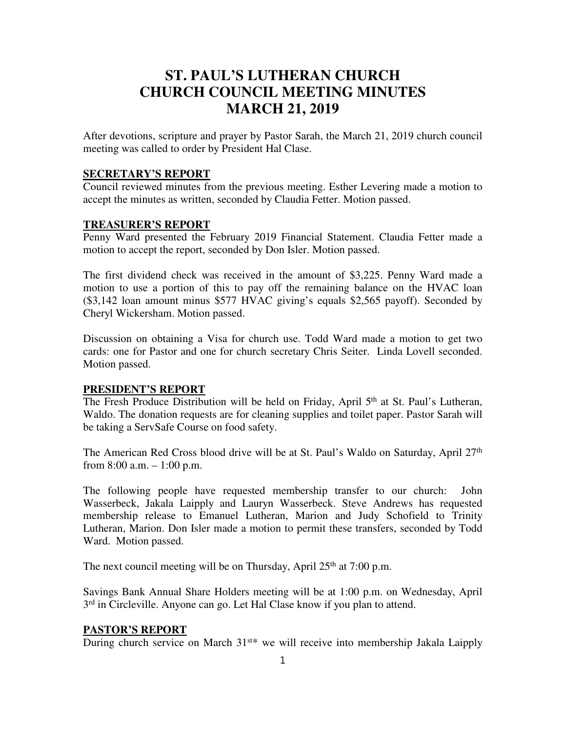# ST. PAUL'S LUTHERAN CHURCH
# CHURCH COUNCIL MEETING MINUTES
# MARCH 21, 2019

After devotions, scripture and prayer by Pastor Sarah, the March 21, 2019 church council meeting was called to order by President Hal Clase.

## SECRETARY'S REPORT

Council reviewed minutes from the previous meeting. Esther Levering made a motion to accept the minutes as written, seconded by Claudia Fetter. Motion passed.

## TREASURER'S REPORT

Penny Ward presented the February 2019 Financial Statement. Claudia Fetter made a motion to accept the report, seconded by Don Isler. Motion passed.

The first dividend check was received in the amount of $3,225. Penny Ward made a motion to use a portion of this to pay off the remaining balance on the HVAC loan ($3,142 loan amount minus $577 HVAC giving's equals $2,565 payoff). Seconded by Cheryl Wickersham. Motion passed.

Discussion on obtaining a Visa for church use. Todd Ward made a motion to get two cards: one for Pastor and one for church secretary Chris Seiter. Linda Lovell seconded. Motion passed.

## PRESIDENT'S REPORT

The Fresh Produce Distribution will be held on Friday, April 5th at St. Paul's Lutheran, Waldo. The donation requests are for cleaning supplies and toilet paper. Pastor Sarah will be taking a ServSafe Course on food safety.

The American Red Cross blood drive will be at St. Paul's Waldo on Saturday, April 27th from 8:00 a.m. – 1:00 p.m.

The following people have requested membership transfer to our church: John Wasserbeck, Jakala Laipply and Lauryn Wasserbeck. Steve Andrews has requested membership release to Emanuel Lutheran, Marion and Judy Schofield to Trinity Lutheran, Marion. Don Isler made a motion to permit these transfers, seconded by Todd Ward. Motion passed.

The next council meeting will be on Thursday, April 25th at 7:00 p.m.

Savings Bank Annual Share Holders meeting will be at 1:00 p.m. on Wednesday, April 3rd in Circleville. Anyone can go. Let Hal Clase know if you plan to attend.

## PASTOR'S REPORT

During church service on March 31st* we will receive into membership Jakala Laipply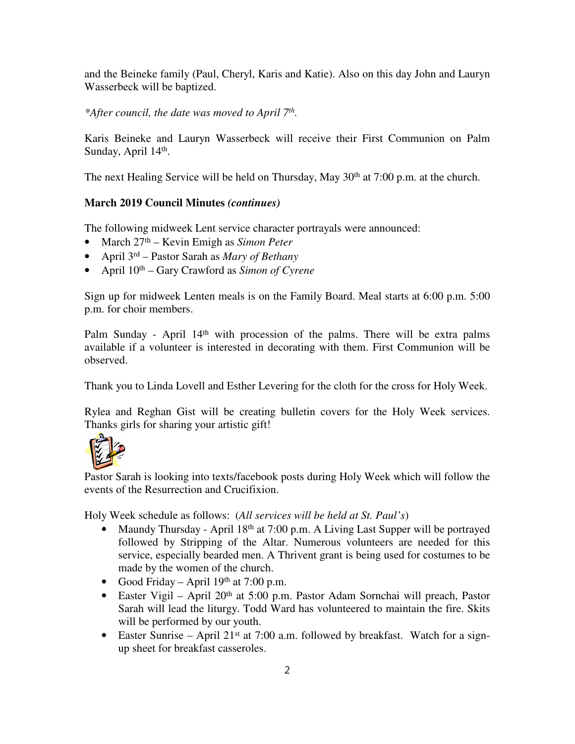and the Beineke family (Paul, Cheryl, Karis and Katie). Also on this day John and Lauryn Wasserbeck will be baptized.

*\*After council, the date was moved to April 7th.*

Karis Beineke and Lauryn Wasserbeck will receive their First Communion on Palm Sunday, April 14th.

The next Healing Service will be held on Thursday, May 30th at 7:00 p.m. at the church.

**March 2019 Council Minutes *(continues)***

The following midweek Lent service character portrayals were announced:

- March 27th – Kevin Emigh as *Simon Peter*
- April 3rd – Pastor Sarah as *Mary of Bethany*
- April 10th – Gary Crawford as *Simon of Cyrene*

Sign up for midweek Lenten meals is on the Family Board. Meal starts at 6:00 p.m. 5:00 p.m. for choir members.

Palm Sunday - April 14th with procession of the palms. There will be extra palms available if a volunteer is interested in decorating with them. First Communion will be observed.

Thank you to Linda Lovell and Esther Levering for the cloth for the cross for Holy Week.

Rylea and Reghan Gist will be creating bulletin covers for the Holy Week services. Thanks girls for sharing your artistic gift!

Pastor Sarah is looking into texts/facebook posts during Holy Week which will follow the events of the Resurrection and Crucifixion.

Holy Week schedule as follows: (*All services will be held at St. Paul's*)

- Maundy Thursday - April 18th at 7:00 p.m. A Living Last Supper will be portrayed followed by Stripping of the Altar. Numerous volunteers are needed for this service, especially bearded men. A Thrivent grant is being used for costumes to be made by the women of the church.
- Good Friday – April 19th at 7:00 p.m.
- Easter Vigil – April 20th at 5:00 p.m. Pastor Adam Sornchai will preach, Pastor Sarah will lead the liturgy. Todd Ward has volunteered to maintain the fire. Skits will be performed by our youth.
- Easter Sunrise – April 21st at 7:00 a.m. followed by breakfast. Watch for a sign-up sheet for breakfast casseroles.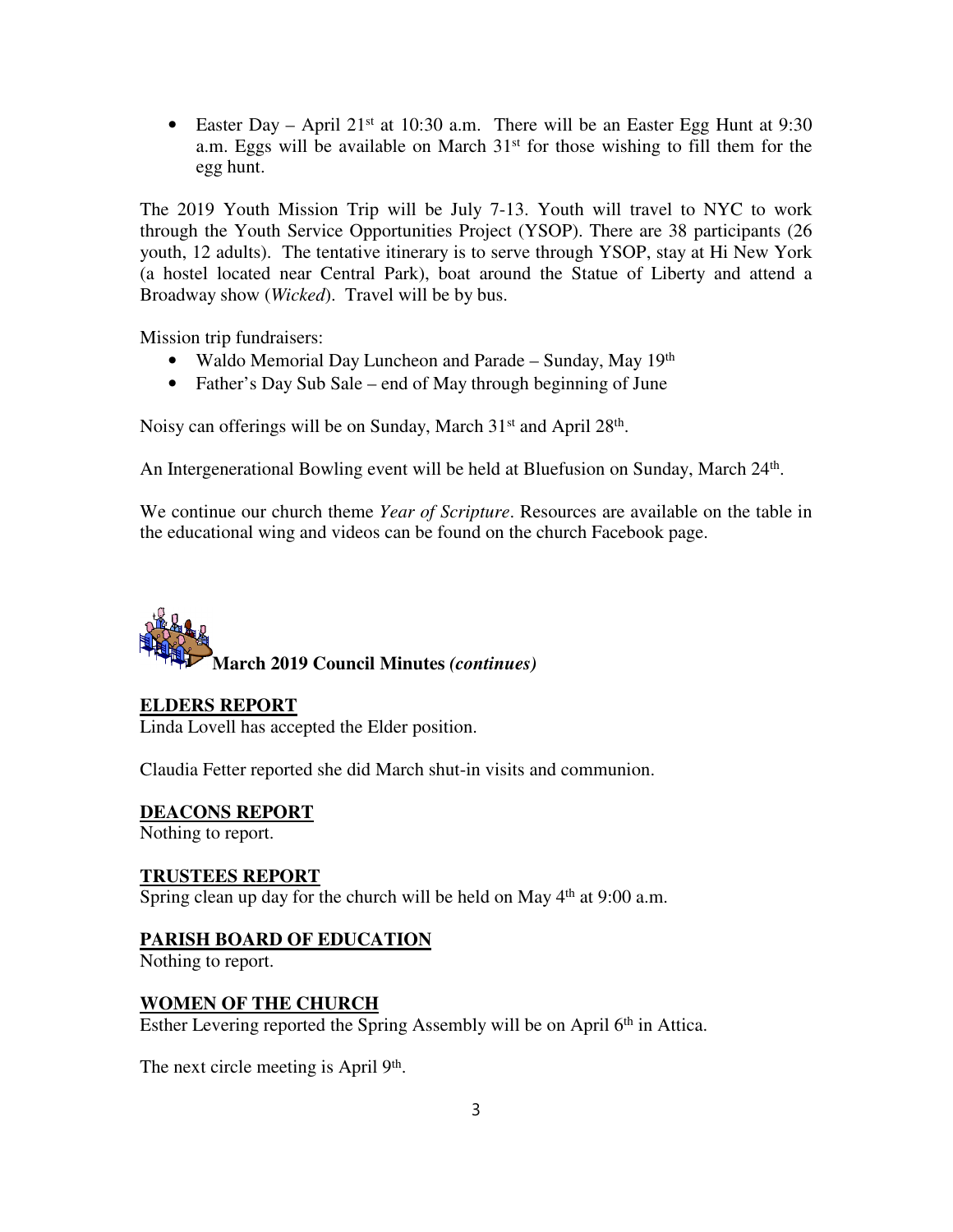- Easter Day – April 21st at 10:30 a.m. There will be an Easter Egg Hunt at 9:30 a.m. Eggs will be available on March 31st for those wishing to fill them for the egg hunt.

The 2019 Youth Mission Trip will be July 7-13. Youth will travel to NYC to work through the Youth Service Opportunities Project (YSOP). There are 38 participants (26 youth, 12 adults). The tentative itinerary is to serve through YSOP, stay at Hi New York (a hostel located near Central Park), boat around the Statue of Liberty and attend a Broadway show (*Wicked*). Travel will be by bus.

Mission trip fundraisers:

- Waldo Memorial Day Luncheon and Parade – Sunday, May 19th
- Father's Day Sub Sale – end of May through beginning of June

Noisy can offerings will be on Sunday, March 31st and April 28th.

An Intergenerational Bowling event will be held at Bluefusion on Sunday, March 24th.

We continue our church theme *Year of Scripture*. Resources are available on the table in the educational wing and videos can be found on the church Facebook page.

## March 2019 Council Minutes *(continues)*

### ELDERS REPORT

Linda Lovell has accepted the Elder position.

Claudia Fetter reported she did March shut-in visits and communion.

### DEACONS REPORT

Nothing to report.

### TRUSTEES REPORT

Spring clean up day for the church will be held on May 4th at 9:00 a.m.

### PARISH BOARD OF EDUCATION

Nothing to report.

### WOMEN OF THE CHURCH

Esther Levering reported the Spring Assembly will be on April 6th in Attica.

The next circle meeting is April 9th.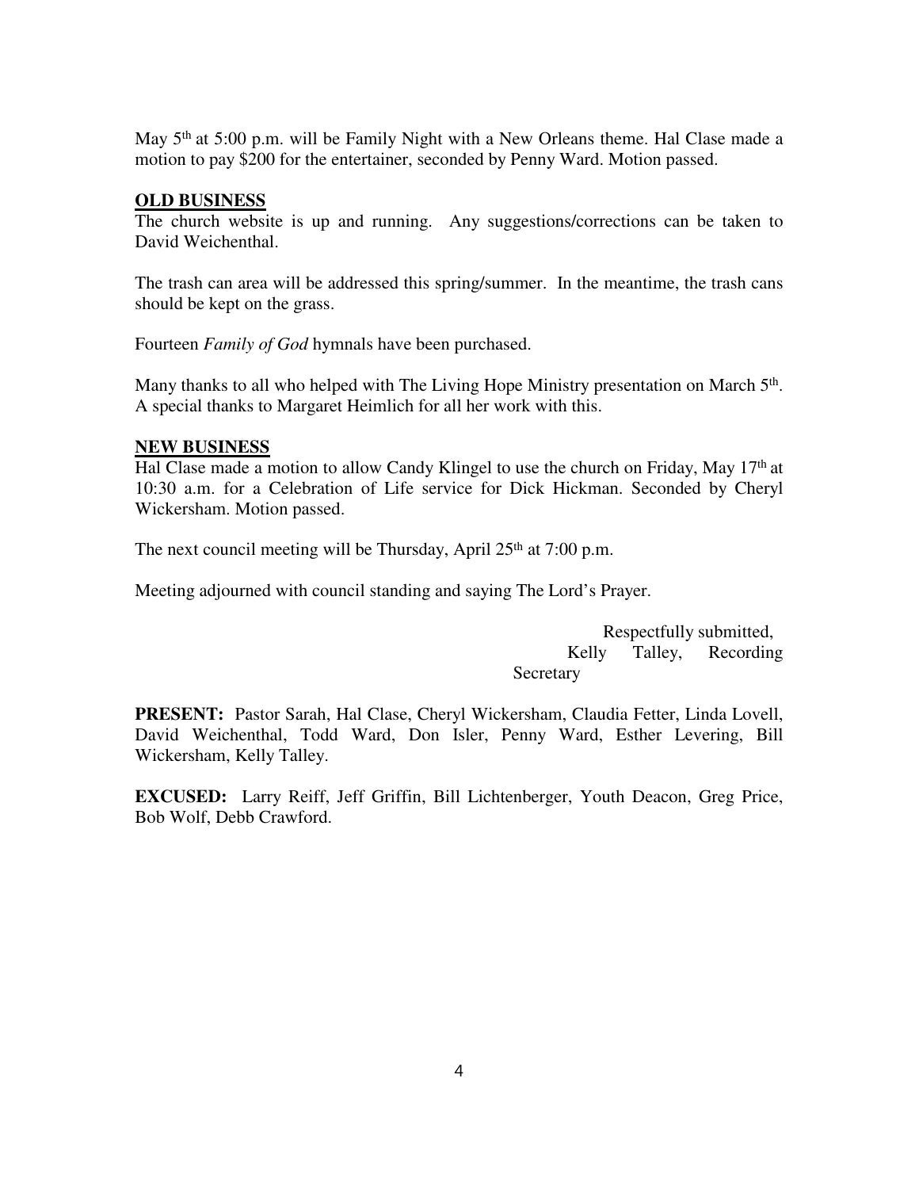May 5th at 5:00 p.m. will be Family Night with a New Orleans theme. Hal Clase made a motion to pay $200 for the entertainer, seconded by Penny Ward. Motion passed.

**OLD BUSINESS**

The church website is up and running. Any suggestions/corrections can be taken to David Weichenthal.

The trash can area will be addressed this spring/summer. In the meantime, the trash cans should be kept on the grass.

Fourteen *Family of God* hymnals have been purchased.

Many thanks to all who helped with The Living Hope Ministry presentation on March 5th. A special thanks to Margaret Heimlich for all her work with this.

**NEW BUSINESS**

Hal Clase made a motion to allow Candy Klingel to use the church on Friday, May 17th at 10:30 a.m. for a Celebration of Life service for Dick Hickman. Seconded by Cheryl Wickersham. Motion passed.

The next council meeting will be Thursday, April 25th at 7:00 p.m.

Meeting adjourned with council standing and saying The Lord's Prayer.

Respectfully submitted,
Kelly Talley, Recording Secretary

**PRESENT:** Pastor Sarah, Hal Clase, Cheryl Wickersham, Claudia Fetter, Linda Lovell, David Weichenthal, Todd Ward, Don Isler, Penny Ward, Esther Levering, Bill Wickersham, Kelly Talley.

**EXCUSED:** Larry Reiff, Jeff Griffin, Bill Lichtenberger, Youth Deacon, Greg Price, Bob Wolf, Debb Crawford.